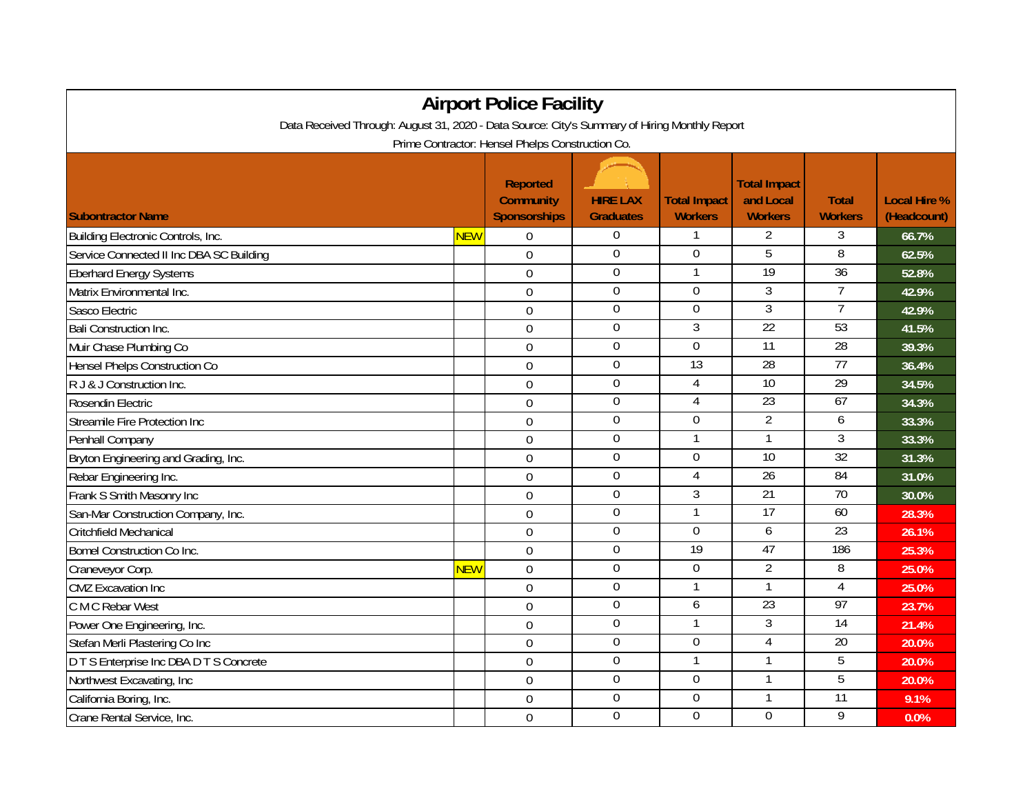# Airport Police Facility

Data Received Through: August 31, 2020 - Data Source: City's Summary of Hiring Monthly Report

Prime Contractor: Hensel Phelps Construction Co.

| Subontractor Name | | Reported Community Sponsorships | HIRE LAX Graduates | Total Impact Workers | Total Impact and Local Workers | Total Workers | Local Hire % (Headcount) |
|---|---|---|---|---|---|---|---|
| Building Electronic Controls, Inc. | NEW | 0 | 0 | 1 | 2 | 3 | 66.7% |
| Service Connected II Inc DBA SC Building | | 0 | 0 | 0 | 5 | 8 | 62.5% |
| Eberhard Energy Systems | | 0 | 0 | 1 | 19 | 36 | 52.8% |
| Matrix Environmental Inc. | | 0 | 0 | 0 | 3 | 7 | 42.9% |
| Sasco Electric | | 0 | 0 | 0 | 3 | 7 | 42.9% |
| Bali Construction Inc. | | 0 | 0 | 3 | 22 | 53 | 41.5% |
| Muir Chase Plumbing Co | | 0 | 0 | 0 | 11 | 28 | 39.3% |
| Hensel Phelps Construction Co | | 0 | 0 | 13 | 28 | 77 | 36.4% |
| R J & J Construction Inc. | | 0 | 0 | 4 | 10 | 29 | 34.5% |
| Rosendin Electric | | 0 | 0 | 4 | 23 | 67 | 34.3% |
| Streamile Fire Protection Inc | | 0 | 0 | 0 | 2 | 6 | 33.3% |
| Penhall Company | | 0 | 0 | 1 | 1 | 3 | 33.3% |
| Bryton Engineering and Grading, Inc. | | 0 | 0 | 0 | 10 | 32 | 31.3% |
| Rebar Engineering Inc. | | 0 | 0 | 4 | 26 | 84 | 31.0% |
| Frank S Smith Masonry Inc | | 0 | 0 | 3 | 21 | 70 | 30.0% |
| San-Mar Construction Company, Inc. | | 0 | 0 | 1 | 17 | 60 | 28.3% |
| Critchfield Mechanical | | 0 | 0 | 0 | 6 | 23 | 26.1% |
| Bomel Construction Co Inc. | | 0 | 0 | 19 | 47 | 186 | 25.3% |
| Craneveyor Corp. | NEW | 0 | 0 | 0 | 2 | 8 | 25.0% |
| CMZ Excavation Inc | | 0 | 0 | 1 | 1 | 4 | 25.0% |
| C M C Rebar West | | 0 | 0 | 6 | 23 | 97 | 23.7% |
| Power One Engineering, Inc. | | 0 | 0 | 1 | 3 | 14 | 21.4% |
| Stefan Merli Plastering Co Inc | | 0 | 0 | 0 | 4 | 20 | 20.0% |
| D T S Enterprise Inc DBA D T S Concrete | | 0 | 0 | 1 | 1 | 5 | 20.0% |
| Northwest Excavating, Inc | | 0 | 0 | 0 | 1 | 5 | 20.0% |
| California Boring, Inc. | | 0 | 0 | 0 | 1 | 11 | 9.1% |
| Crane Rental Service, Inc. | | 0 | 0 | 0 | 0 | 9 | 0.0% |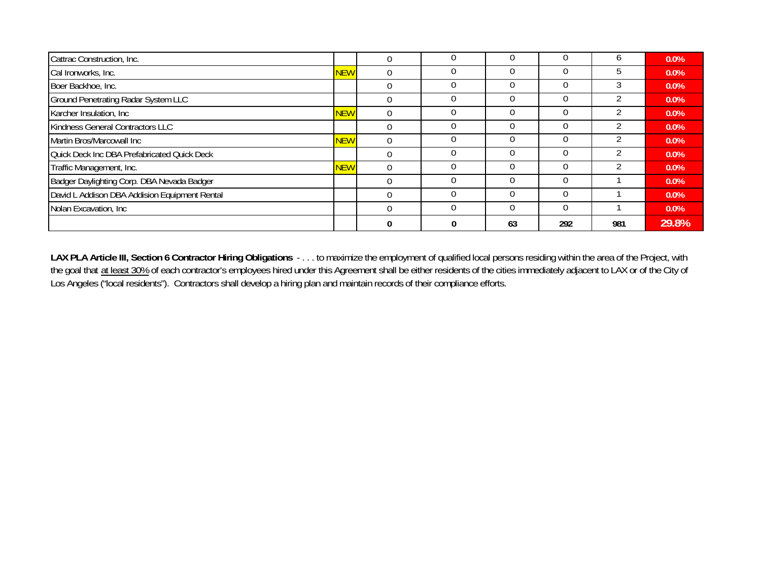| | | | | | | | |
|---|---|---|---|---|---|---|---|
| Cattrac Construction, Inc. | | 0 | 0 | 0 | 0 | 6 | 0.0% |
| Cal Ironworks, Inc. | NEW | 0 | 0 | 0 | 0 | 5 | 0.0% |
| Boer Backhoe, Inc. | | 0 | 0 | 0 | 0 | 3 | 0.0% |
| Ground Penetrating Radar System LLC | | 0 | 0 | 0 | 0 | 2 | 0.0% |
| Karcher Insulation, Inc | NEW | 0 | 0 | 0 | 0 | 2 | 0.0% |
| Kindness General Contractors LLC | | 0 | 0 | 0 | 0 | 2 | 0.0% |
| Martin Bros/Marcowall Inc | NEW | 0 | 0 | 0 | 0 | 2 | 0.0% |
| Quick Deck Inc DBA Prefabricated Quick Deck | | 0 | 0 | 0 | 0 | 2 | 0.0% |
| Traffic Management, Inc. | NEW | 0 | 0 | 0 | 0 | 2 | 0.0% |
| Badger Daylighting Corp. DBA Nevada Badger | | 0 | 0 | 0 | 0 | 1 | 0.0% |
| David L Addison DBA Addision Equipment Rental | | 0 | 0 | 0 | 0 | 1 | 0.0% |
| Nolan Excavation, Inc | | 0 | 0 | 0 | 0 | 1 | 0.0% |
| | | **0** | **0** | **63** | **292** | **981** | **29.8%** |

**LAX PLA Article III, Section 6 Contractor Hiring Obligations** - . . . to maximize the employment of qualified local persons residing within the area of the Project, with the goal that at least 30% of each contractor's employees hired under this Agreement shall be either residents of the cities immediately adjacent to LAX or of the City of Los Angeles ("local residents"). Contractors shall develop a hiring plan and maintain records of their compliance efforts.